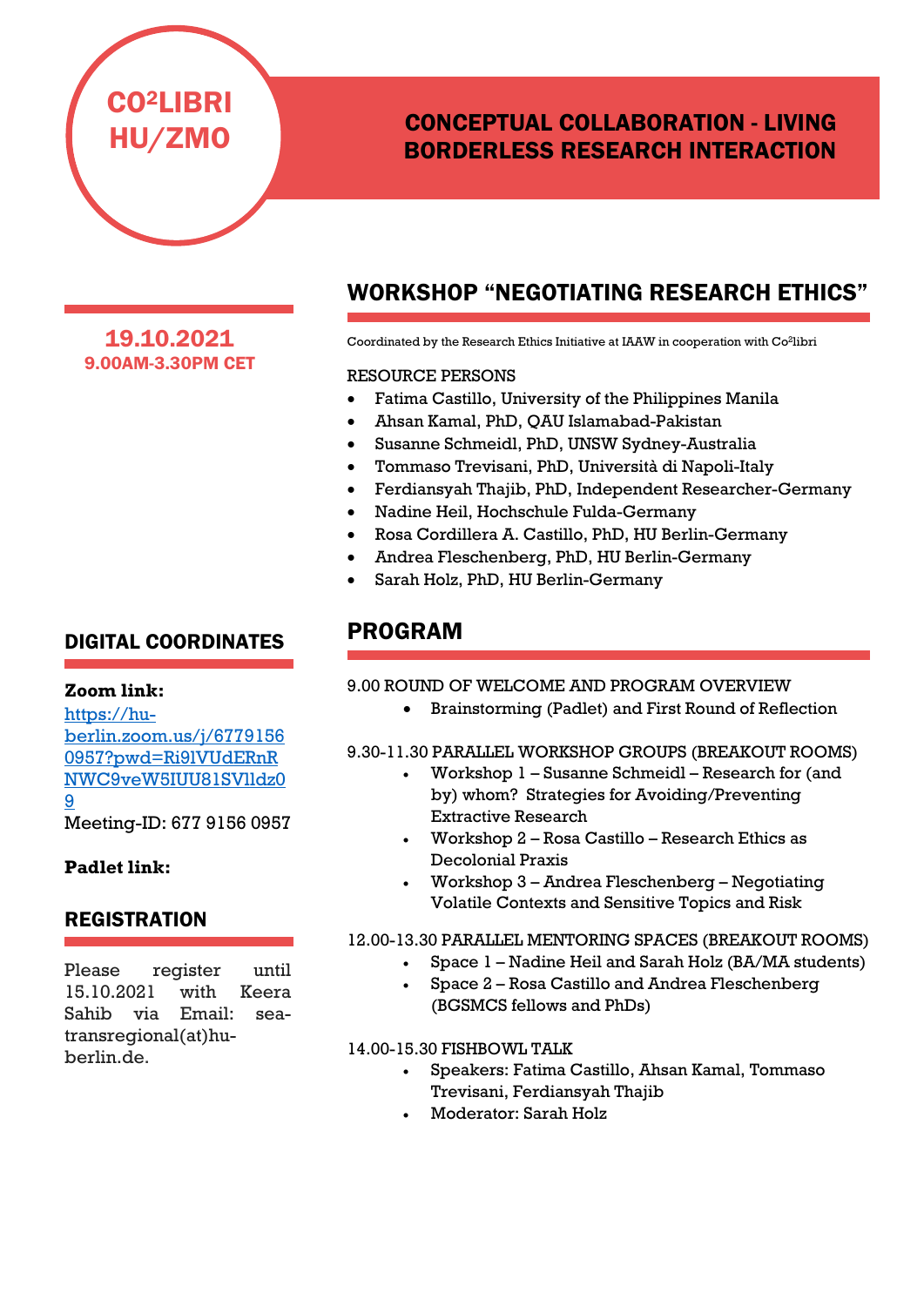# CO²LIBRI HU/ZMO

## CONCEPTUAL COLLABORATION - LIVING BORDERLESS RESEARCH INTERACTION

**19.10.2021**
**9.00AM-3.30PM CET**

## WORKSHOP "NEGOTIATING RESEARCH ETHICS"

Coordinated by the Research Ethics Initiative at IAAW in cooperation with Co²libri

RESOURCE PERSONS

- Fatima Castillo, University of the Philippines Manila
- Ahsan Kamal, PhD, QAU Islamabad-Pakistan
- Susanne Schmeidl, PhD, UNSW Sydney-Australia
- Tommaso Trevisani, PhD, Università di Napoli-Italy
- Ferdiansyah Thajib, PhD, Independent Researcher-Germany
- Nadine Heil, Hochschule Fulda-Germany
- Rosa Cordillera A. Castillo, PhD, HU Berlin-Germany
- Andrea Fleschenberg, PhD, HU Berlin-Germany
- Sarah Holz, PhD, HU Berlin-Germany

## PROGRAM

9.00 ROUND OF WELCOME AND PROGRAM OVERVIEW

- Brainstorming (Padlet) and First Round of Reflection

9.30-11.30 PARALLEL WORKSHOP GROUPS (BREAKOUT ROOMS)

- Workshop 1 – Susanne Schmeidl – Research for (and by) whom? Strategies for Avoiding/Preventing Extractive Research
- Workshop 2 – Rosa Castillo – Research Ethics as Decolonial Praxis
- Workshop 3 – Andrea Fleschenberg – Negotiating Volatile Contexts and Sensitive Topics and Risk

12.00-13.30 PARALLEL MENTORING SPACES (BREAKOUT ROOMS)

- Space 1 – Nadine Heil and Sarah Holz (BA/MA students)
- Space 2 – Rosa Castillo and Andrea Fleschenberg (BGSMCS fellows and PhDs)

14.00-15.30 FISHBOWL TALK

- Speakers: Fatima Castillo, Ahsan Kamal, Tommaso Trevisani, Ferdiansyah Thajib
- Moderator: Sarah Holz

## DIGITAL COORDINATES

**Zoom link:**
https://hu-berlin.zoom.us/j/67791560957?pwd=Ri9lVUdERnRNWC9veW5IUU81SVlldz09
Meeting-ID: 677 9156 0957

**Padlet link:**

## REGISTRATION

Please register until 15.10.2021 with Keera Sahib via Email: sea-transregional(at)hu-berlin.de.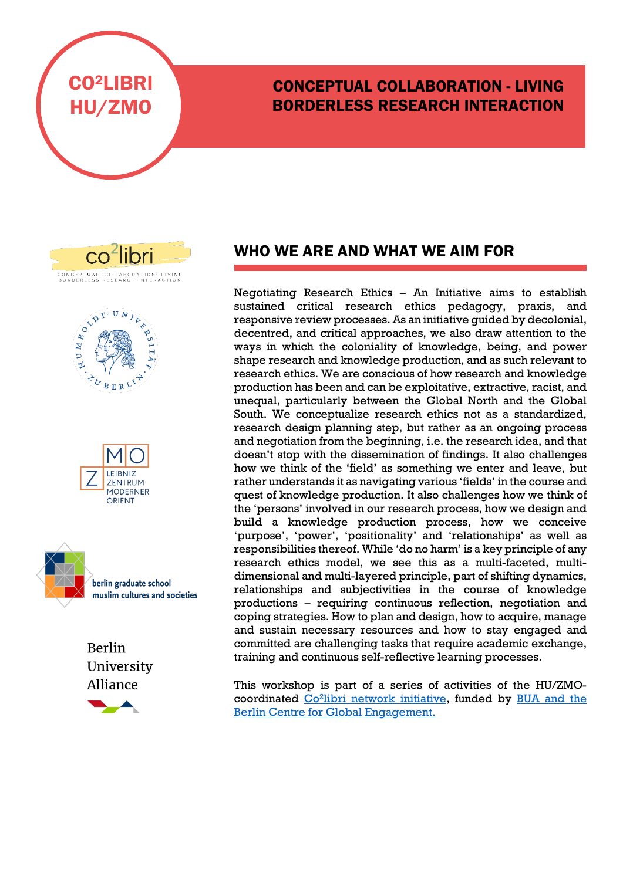# CO²LIBRI HU/ZMO

## CONCEPTUAL COLLABORATION - LIVING BORDERLESS RESEARCH INTERACTION

co²libri
CONCEPTUAL COLLABORATION: LIVING BORDERLESS RESEARCH INTERACTION

LEIBNIZ ZENTRUM MODERNER ORIENT

berlin graduate school muslim cultures and societies

Berlin University Alliance

## WHO WE ARE AND WHAT WE AIM FOR

Negotiating Research Ethics – An Initiative aims to establish sustained critical research ethics pedagogy, praxis, and responsive review processes. As an initiative guided by decolonial, decentred, and critical approaches, we also draw attention to the ways in which the coloniality of knowledge, being, and power shape research and knowledge production, and as such relevant to research ethics. We are conscious of how research and knowledge production has been and can be exploitative, extractive, racist, and unequal, particularly between the Global North and the Global South. We conceptualize research ethics not as a standardized, research design planning step, but rather as an ongoing process and negotiation from the beginning, i.e. the research idea, and that doesn't stop with the dissemination of findings. It also challenges how we think of the 'field' as something we enter and leave, but rather understands it as navigating various 'fields' in the course and quest of knowledge production. It also challenges how we think of the 'persons' involved in our research process, how we design and build a knowledge production process, how we conceive 'purpose', 'power', 'positionality' and 'relationships' as well as responsibilities thereof. While 'do no harm' is a key principle of any research ethics model, we see this as a multi-faceted, multi-dimensional and multi-layered principle, part of shifting dynamics, relationships and subjectivities in the course of knowledge productions – requiring continuous reflection, negotiation and coping strategies. How to plan and design, how to acquire, manage and sustain necessary resources and how to stay engaged and committed are challenging tasks that require academic exchange, training and continuous self-reflective learning processes.

This workshop is part of a series of activities of the HU/ZMO-coordinated Co²libri network initiative, funded by BUA and the Berlin Centre for Global Engagement.